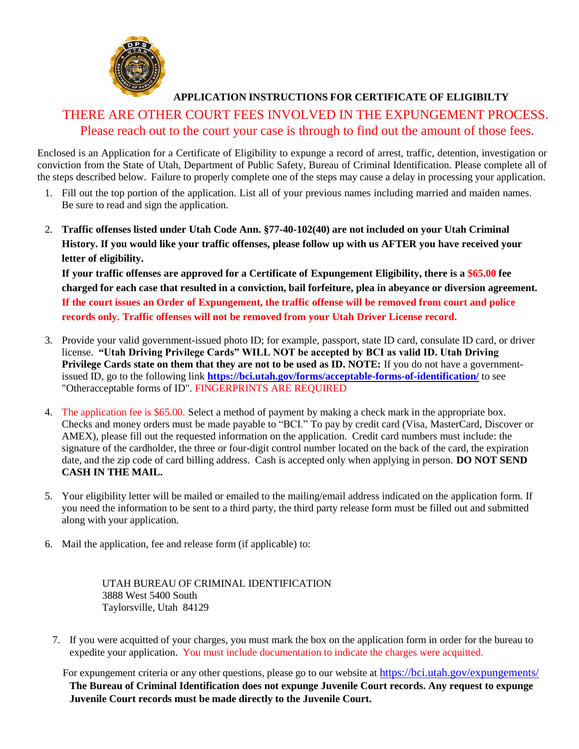## APPLICATION INSTRUCTIONS FOR CERTIFICATE OF ELIGIBILTY

THERE ARE OTHER COURT FEES INVOLVED IN THE EXPUNGEMENT PROCESS.
Please reach out to the court your case is through to find out the amount of those fees.

Enclosed is an Application for a Certificate of Eligibility to expunge a record of arrest, traffic, detention, investigation or conviction from the State of Utah, Department of Public Safety, Bureau of Criminal Identification. Please complete all of the steps described below. Failure to properly complete one of the steps may cause a delay in processing your application.

1. Fill out the top portion of the application. List all of your previous names including married and maiden names. Be sure to read and sign the application.

2. **Traffic offenses listed under Utah Code Ann. §77-40-102(40) are not included on your Utah Criminal History. If you would like your traffic offenses, please follow up with us AFTER you have received your letter of eligibility.**

   **If your traffic offenses are approved for a Certificate of Expungement Eligibility, there is a $65.00 fee charged for each case that resulted in a conviction, bail forfeiture, plea in abeyance or diversion agreement. If the court issues an Order of Expungement, the traffic offense will be removed from court and police records only. Traffic offenses will not be removed from your Utah Driver License record.**

3. Provide your valid government-issued photo ID; for example, passport, state ID card, consulate ID card, or driver license. **"Utah Driving Privilege Cards" WILL NOT be accepted by BCI as valid ID. Utah Driving Privilege Cards state on them that they are not to be used as ID. NOTE:** If you do not have a government-issued ID, go to the following link **https://bci.utah.gov/forms/acceptable-forms-of-identification/** to see "Otheracceptable forms of ID". FINGERPRINTS ARE REQUIRED

4. The application fee is $65.00. Select a method of payment by making a check mark in the appropriate box. Checks and money orders must be made payable to "BCI." To pay by credit card (Visa, MasterCard, Discover or AMEX), please fill out the requested information on the application. Credit card numbers must include: the signature of the cardholder, the three or four-digit control number located on the back of the card, the expiration date, and the zip code of card billing address. Cash is accepted only when applying in person. **DO NOT SEND CASH IN THE MAIL.**

5. Your eligibility letter will be mailed or emailed to the mailing/email address indicated on the application form. If you need the information to be sent to a third party, the third party release form must be filled out and submitted along with your application.

6. Mail the application, fee and release form (if applicable) to:

   UTAH BUREAU OF CRIMINAL IDENTIFICATION
   3888 West 5400 South
   Taylorsville, Utah 84129

7. If you were acquitted of your charges, you must mark the box on the application form in order for the bureau to expedite your application. You must include documentation to indicate the charges were acquitted.

For expungement criteria or any other questions, please go to our website at https://bci.utah.gov/expungements/
**The Bureau of Criminal Identification does not expunge Juvenile Court records. Any request to expunge Juvenile Court records must be made directly to the Juvenile Court.**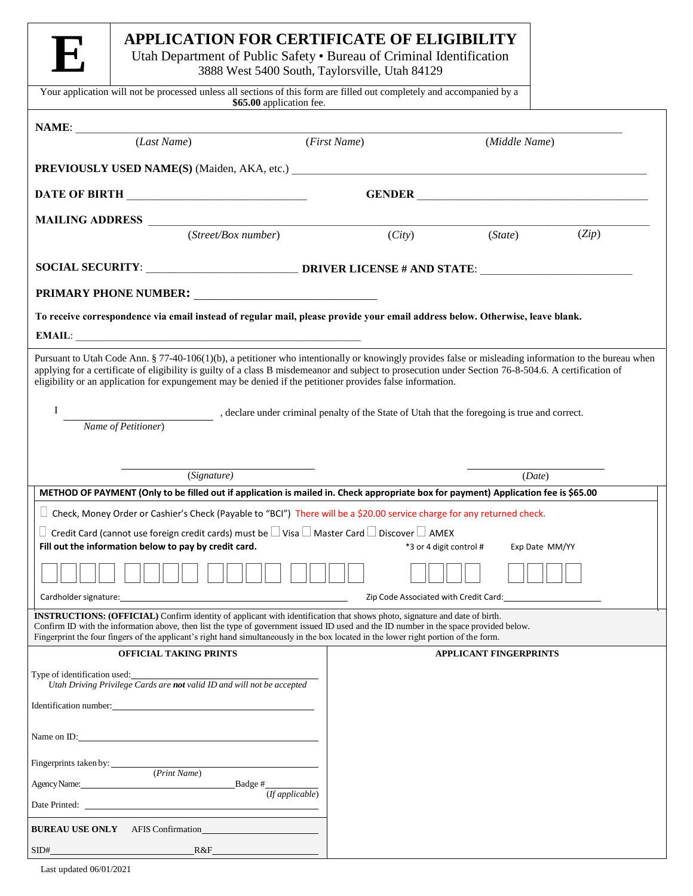# E

## APPLICATION FOR CERTIFICATE OF ELIGIBILITY

Utah Department of Public Safety • Bureau of Criminal Identification
3888 West 5400 South, Taylorsville, Utah 84129

Your application will not be processed unless all sections of this form are filled out completely and accompanied by a **$65.00** application fee.

**NAME**: ______________________________________________
(*Last Name*) (*First Name*) (*Middle Name*)

**PREVIOUSLY USED NAME(S)** (Maiden, AKA, etc.) ______________________________

**DATE OF BIRTH** ____________________ **GENDER** ____________________

**MAILING ADDRESS** ______________________________________________
(*Street/Box number*) (*City*) (*State*) (*Zip*)

**SOCIAL SECURITY**: ____________________ **DRIVER LICENSE # AND STATE**: ____________________

**PRIMARY PHONE NUMBER:** ____________________

**To receive correspondence via email instead of regular mail, please provide your email address below. Otherwise, leave blank.**

**EMAIL**: ______________________________

Pursuant to Utah Code Ann. § 77-40-106(1)(b), a petitioner who intentionally or knowingly provides false or misleading information to the bureau when applying for a certificate of eligibility is guilty of a class B misdemeanor and subject to prosecution under Section 76-8-504.6. A certification of eligibility or an application for expungement may be denied if the petitioner provides false information.

I ____________________ , declare under criminal penalty of the State of Utah that the foregoing is true and correct.
(*Name of Petitioner*)

____________________ ____________________
(*Signature*) (*Date*)

**METHOD OF PAYMENT (Only to be filled out if application is mailed in. Check appropriate box for payment) Application fee is $65.00**

☐ Check, Money Order or Cashier's Check (Payable to "BCI") There will be a $20.00 service charge for any returned check.

☐ Credit Card (cannot use foreign credit cards) must be ☐ Visa ☐ Master Card ☐ Discover ☐ AMEX

**Fill out the information below to pay by credit card.** *3 or 4 digit control # Exp Date MM/YY

☐☐☐☐ ☐☐☐☐ ☐☐☐☐ ☐☐☐☐ ☐☐☐☐ ☐☐☐☐

Cardholder signature: ____________________ Zip Code Associated with Credit Card: ____________________

**INSTRUCTIONS: (OFFICIAL)** Confirm identity of applicant with identification that shows photo, signature and date of birth.
Confirm ID with the information above, then list the type of government issued ID used and the ID number in the space provided below.
Fingerprint the four fingers of the applicant's right hand simultaneously in the box located in the lower right portion of the form.

| OFFICIAL TAKING PRINTS | APPLICANT FINGERPRINTS |
|---|---|
| Type of identification used: ____________________<br>*Utah Driving Privilege Cards are **not** valid ID and will not be accepted* | |
| Identification number: ____________________ | |
| Name on ID: ____________________ | |
| Fingerprints taken by: ____________________ (*Print Name*) | |
| Agency Name: ____________________ Badge # ________ (*If applicable*) | |
| Date Printed: ____________________ | |
| **BUREAU USE ONLY** AFIS Confirmation ____________________ | |
| SID# ____________________ R&F ____________________ | |

Last updated 06/01/2021